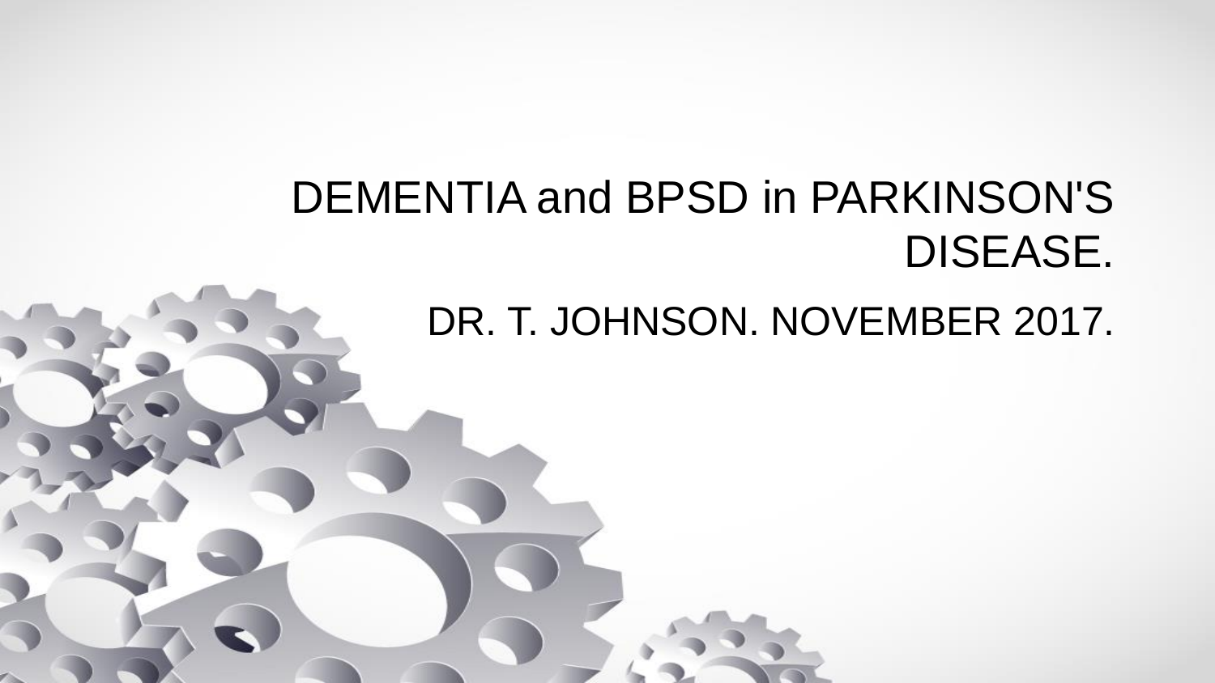# DEMENTIA and BPSD in PARKINSON'S DISEASE.

DR. T. JOHNSON. NOVEMBER 2017.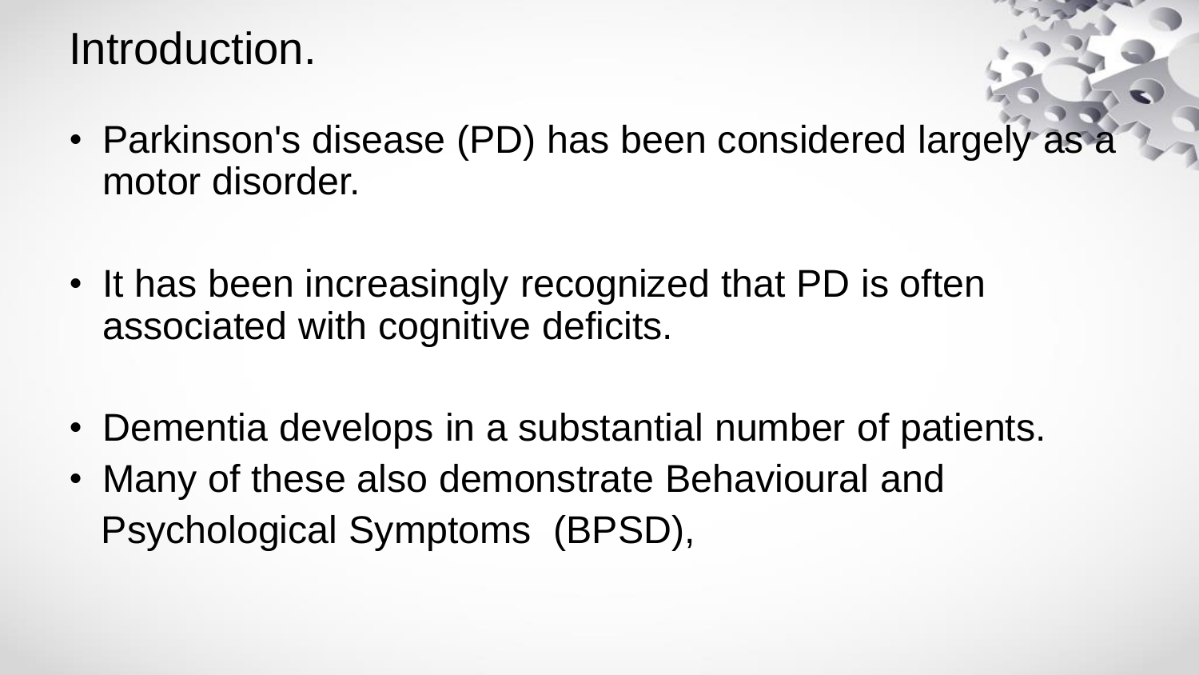# Introduction.

- Parkinson's disease (PD) has been considered largely as a motor disorder.
- It has been increasingly recognized that PD is often associated with cognitive deficits.
- Dementia develops in a substantial number of patients.
- Many of these also demonstrate Behavioural and Psychological Symptoms (BPSD),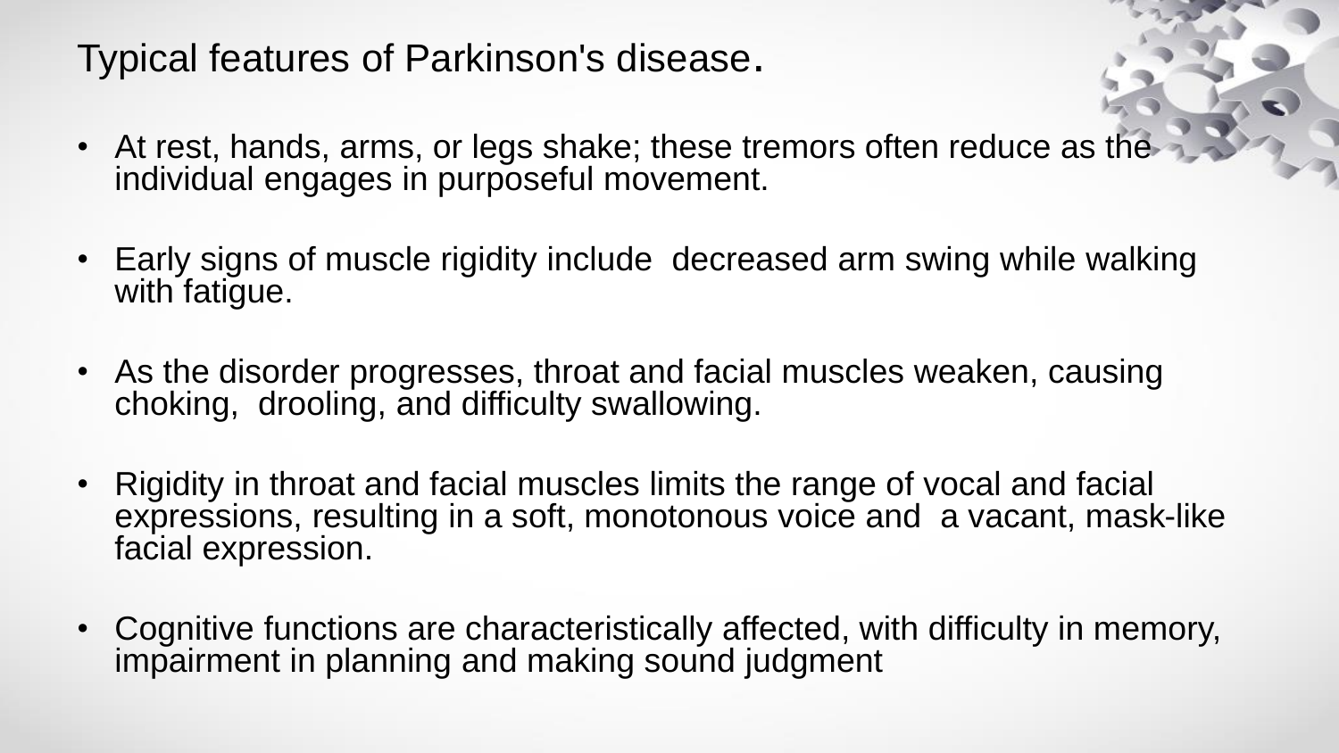# Typical features of Parkinson's disease.

- At rest, hands, arms, or legs shake; these tremors often reduce as the individual engages in purposeful movement.
- Early signs of muscle rigidity include decreased arm swing while walking with fatigue.
- As the disorder progresses, throat and facial muscles weaken, causing choking, drooling, and difficulty swallowing.
- Rigidity in throat and facial muscles limits the range of vocal and facial expressions, resulting in a soft, monotonous voice and a vacant, mask-like facial expression.
- Cognitive functions are characteristically affected, with difficulty in memory, impairment in planning and making sound judgment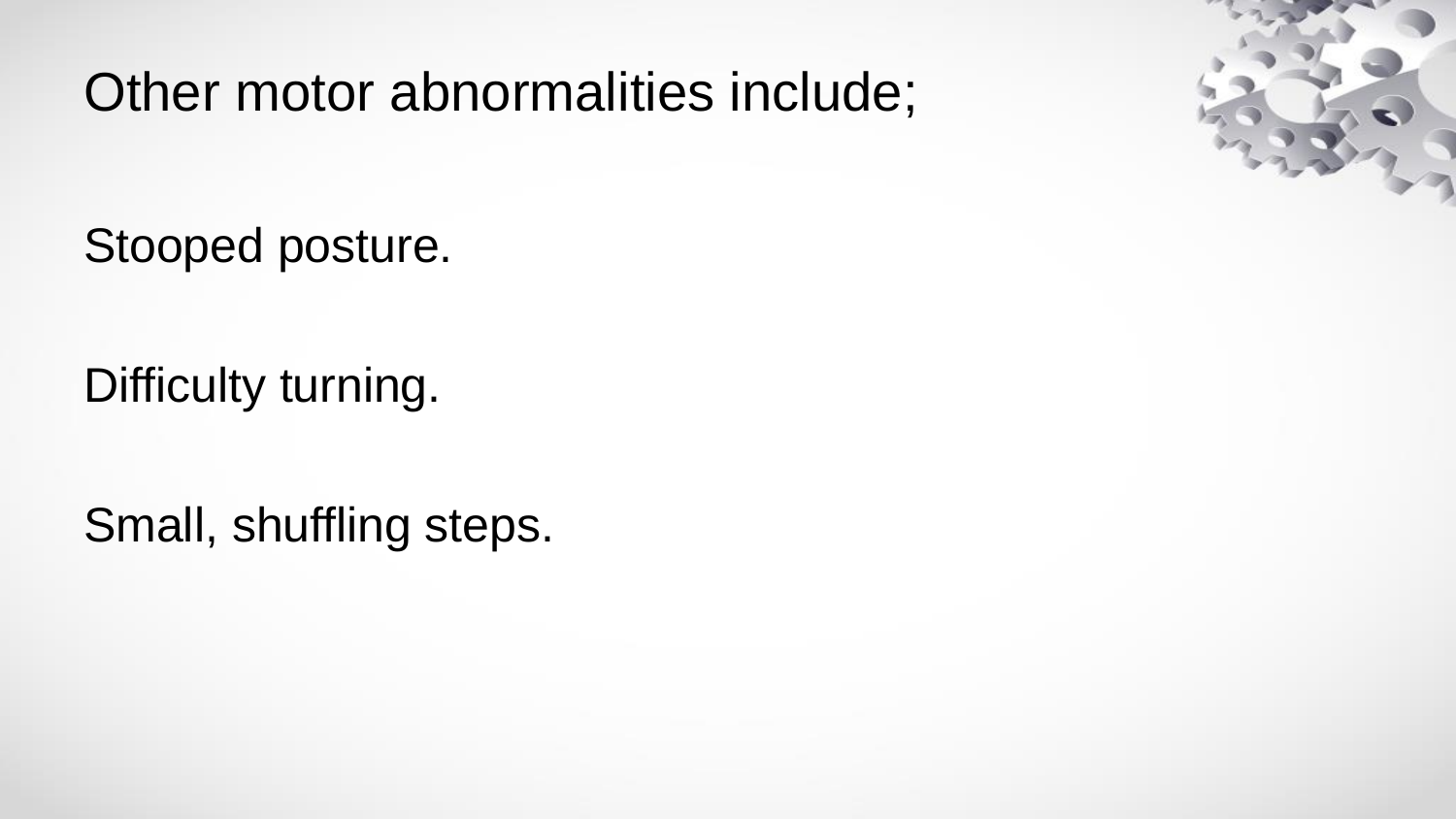# Other motor abnormalities include;

Stooped posture.

Difficulty turning.

Small, shuffling steps.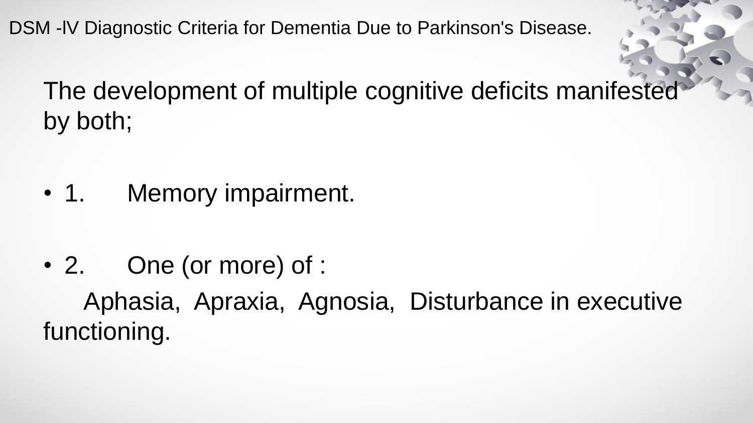## DSM -lV Diagnostic Criteria for Dementia Due to Parkinson's Disease.

The development of multiple cognitive deficits manifested by both;

- 1. Memory impairment.
- 2. One (or more) of :

  Aphasia, Apraxia, Agnosia, Disturbance in executive functioning.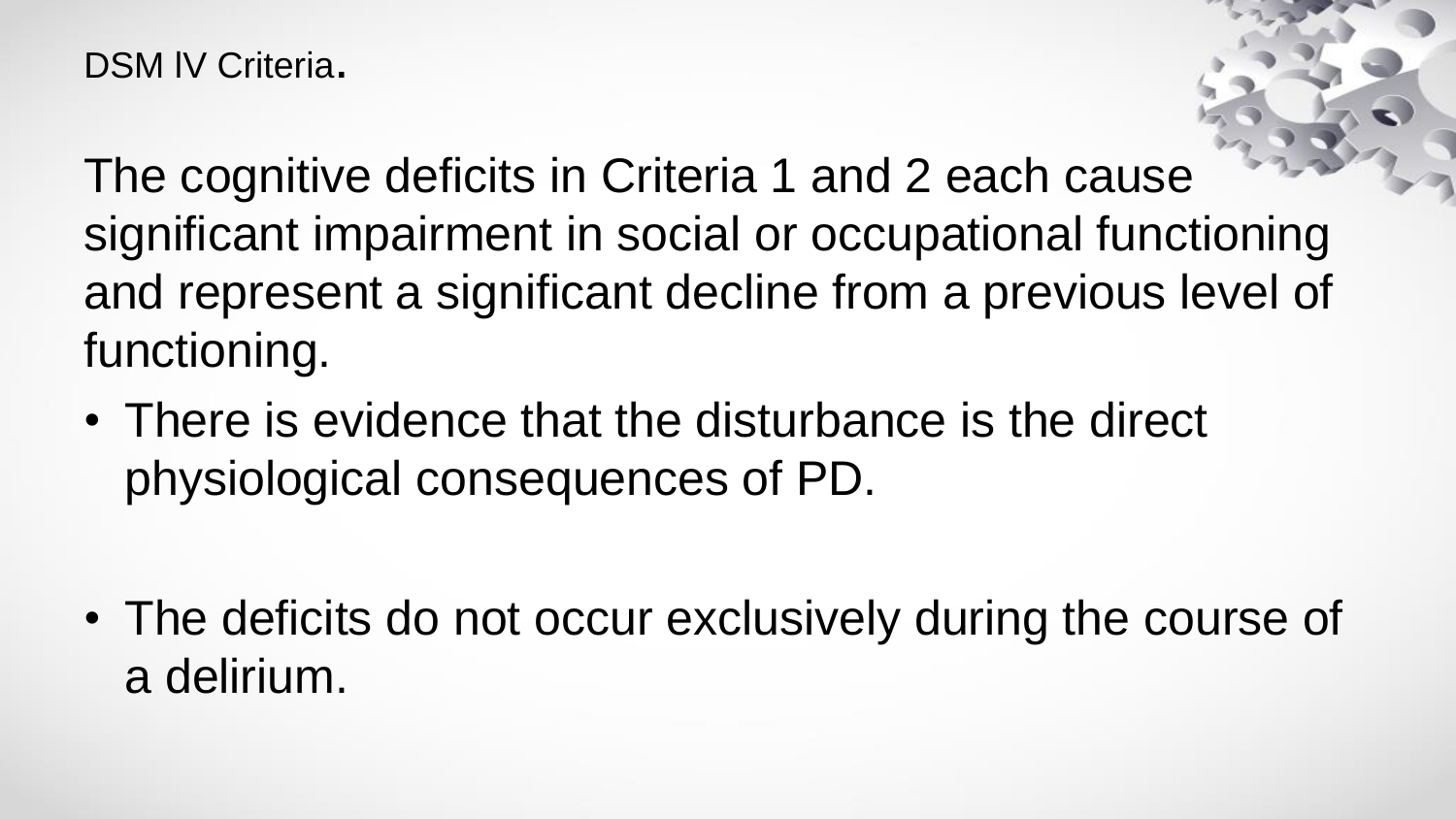DSM lV Criteria.

The cognitive deficits in Criteria 1 and 2 each cause significant impairment in social or occupational functioning and represent a significant decline from a previous level of functioning.

- There is evidence that the disturbance is the direct physiological consequences of PD.

- The deficits do not occur exclusively during the course of a delirium.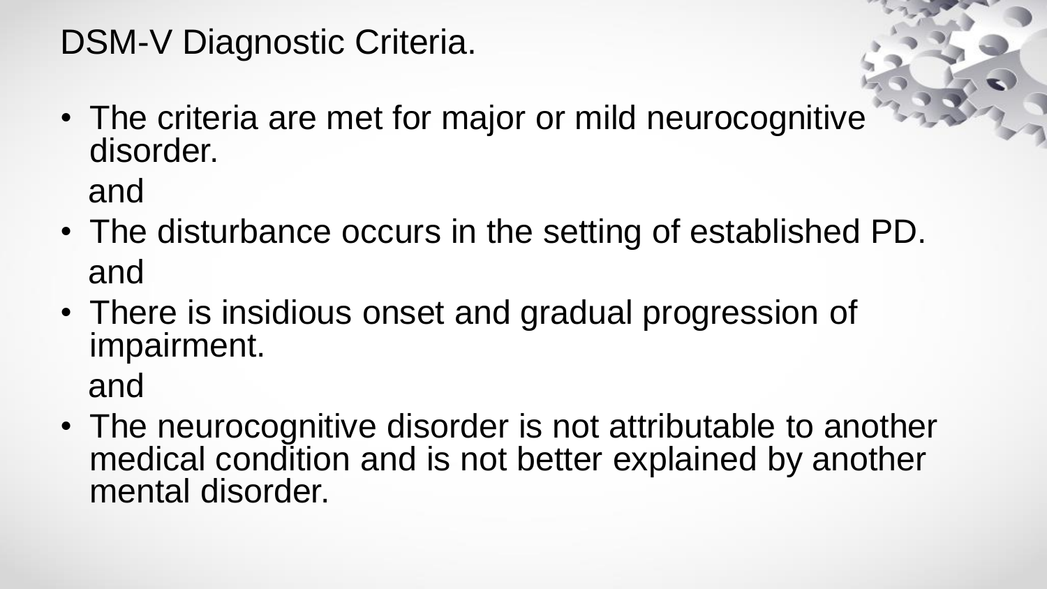# DSM-V Diagnostic Criteria.

- The criteria are met for major or mild neurocognitive disorder.

  and

- The disturbance occurs in the setting of established PD.

  and

- There is insidious onset and gradual progression of impairment.

  and

- The neurocognitive disorder is not attributable to another medical condition and is not better explained by another mental disorder.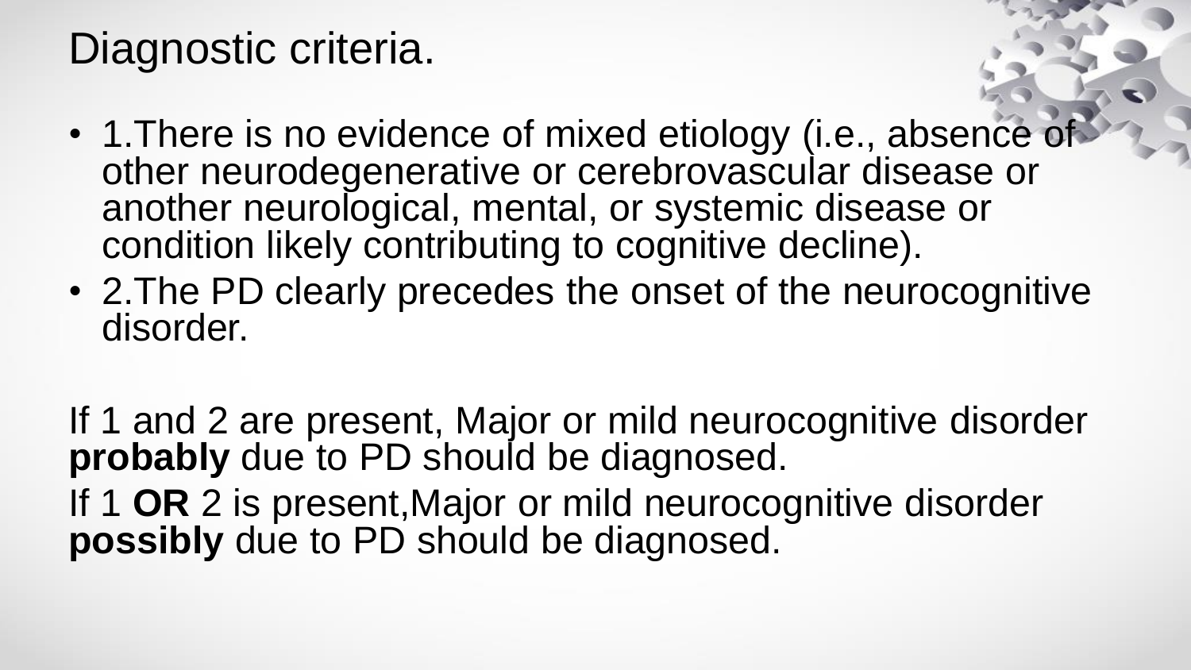# Diagnostic criteria.

- 1.There is no evidence of mixed etiology (i.e., absence of other neurodegenerative or cerebrovascular disease or another neurological, mental, or systemic disease or condition likely contributing to cognitive decline).
- 2.The PD clearly precedes the onset of the neurocognitive disorder.

If 1 and 2 are present, Major or mild neurocognitive disorder **probably** due to PD should be diagnosed.

If 1 **OR** 2 is present,Major or mild neurocognitive disorder **possibly** due to PD should be diagnosed.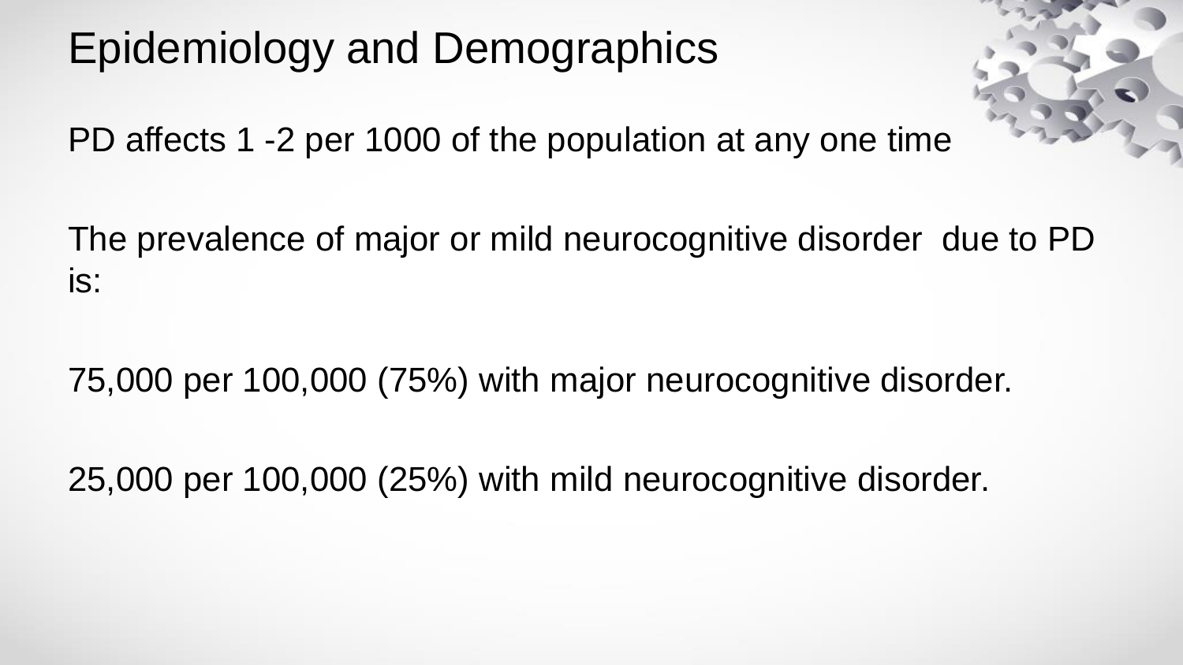# Epidemiology and Demographics

PD affects 1 -2 per 1000 of the population at any one time

The prevalence of major or mild neurocognitive disorder due to PD is:

75,000 per 100,000 (75%) with major neurocognitive disorder.

25,000 per 100,000 (25%) with mild neurocognitive disorder.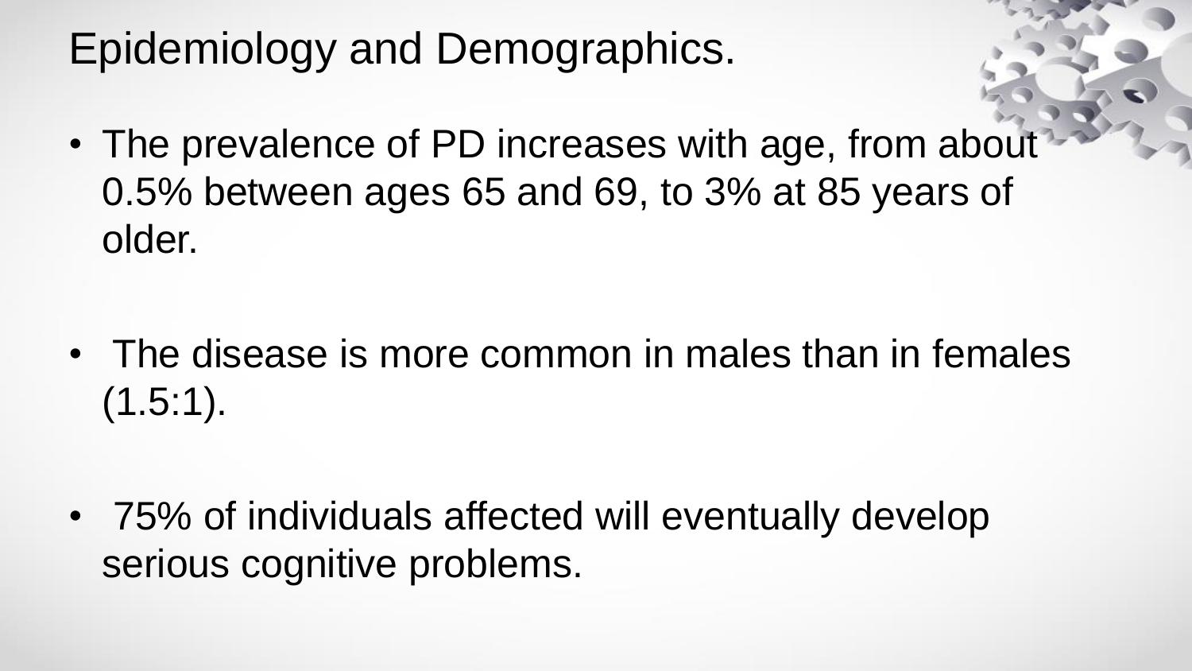# Epidemiology and Demographics.

- The prevalence of PD increases with age, from about 0.5% between ages 65 and 69, to 3% at 85 years of older.
- The disease is more common in males than in females (1.5:1).
- 75% of individuals affected will eventually develop serious cognitive problems.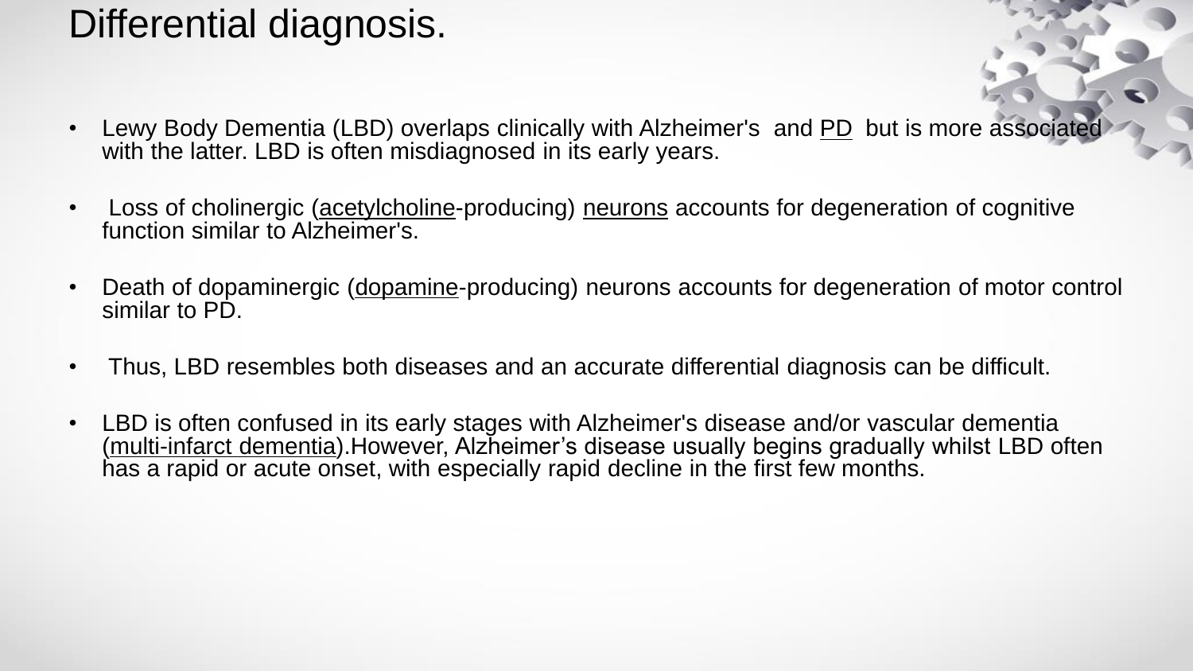# Differential diagnosis.

- Lewy Body Dementia (LBD) overlaps clinically with Alzheimer's and PD but is more associated with the latter. LBD is often misdiagnosed in its early years.
- Loss of cholinergic (acetylcholine-producing) neurons accounts for degeneration of cognitive function similar to Alzheimer's.
- Death of dopaminergic (dopamine-producing) neurons accounts for degeneration of motor control similar to PD.
- Thus, LBD resembles both diseases and an accurate differential diagnosis can be difficult.
- LBD is often confused in its early stages with Alzheimer's disease and/or vascular dementia (multi-infarct dementia).However, Alzheimer's disease usually begins gradually whilst LBD often has a rapid or acute onset, with especially rapid decline in the first few months.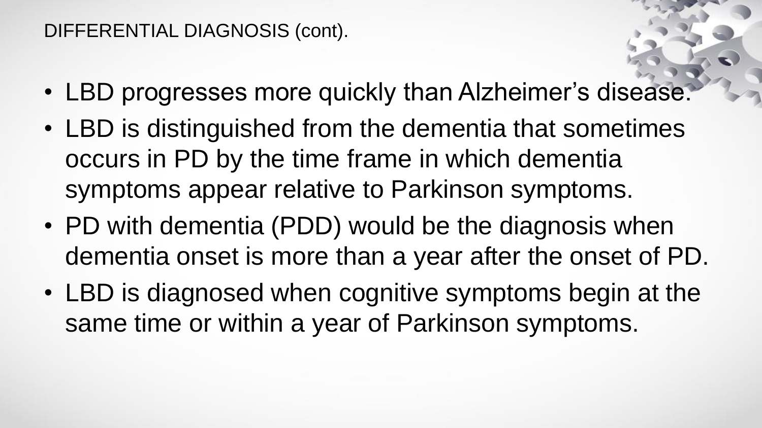DIFFERENTIAL DIAGNOSIS (cont).

- LBD progresses more quickly than Alzheimer's disease.
- LBD is distinguished from the dementia that sometimes occurs in PD by the time frame in which dementia symptoms appear relative to Parkinson symptoms.
- PD with dementia (PDD) would be the diagnosis when dementia onset is more than a year after the onset of PD.
- LBD is diagnosed when cognitive symptoms begin at the same time or within a year of Parkinson symptoms.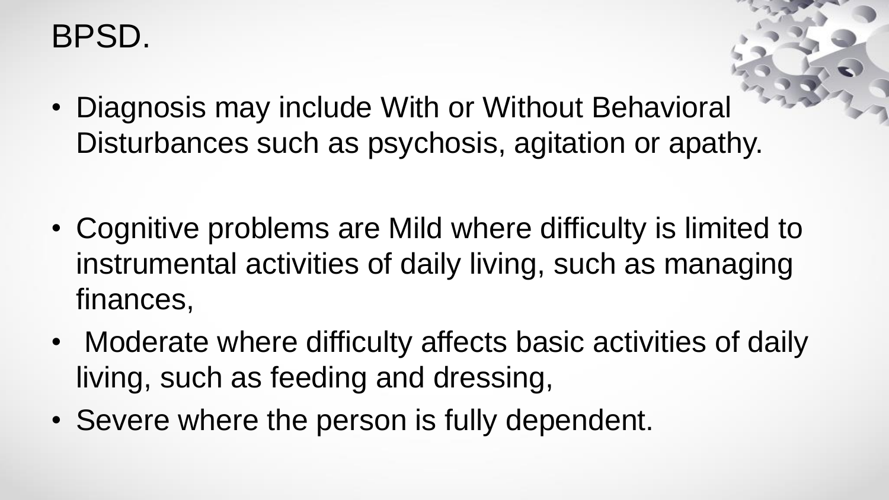# BPSD.

- Diagnosis may include With or Without Behavioral Disturbances such as psychosis, agitation or apathy.

- Cognitive problems are Mild where difficulty is limited to instrumental activities of daily living, such as managing finances,
- Moderate where difficulty affects basic activities of daily living, such as feeding and dressing,
- Severe where the person is fully dependent.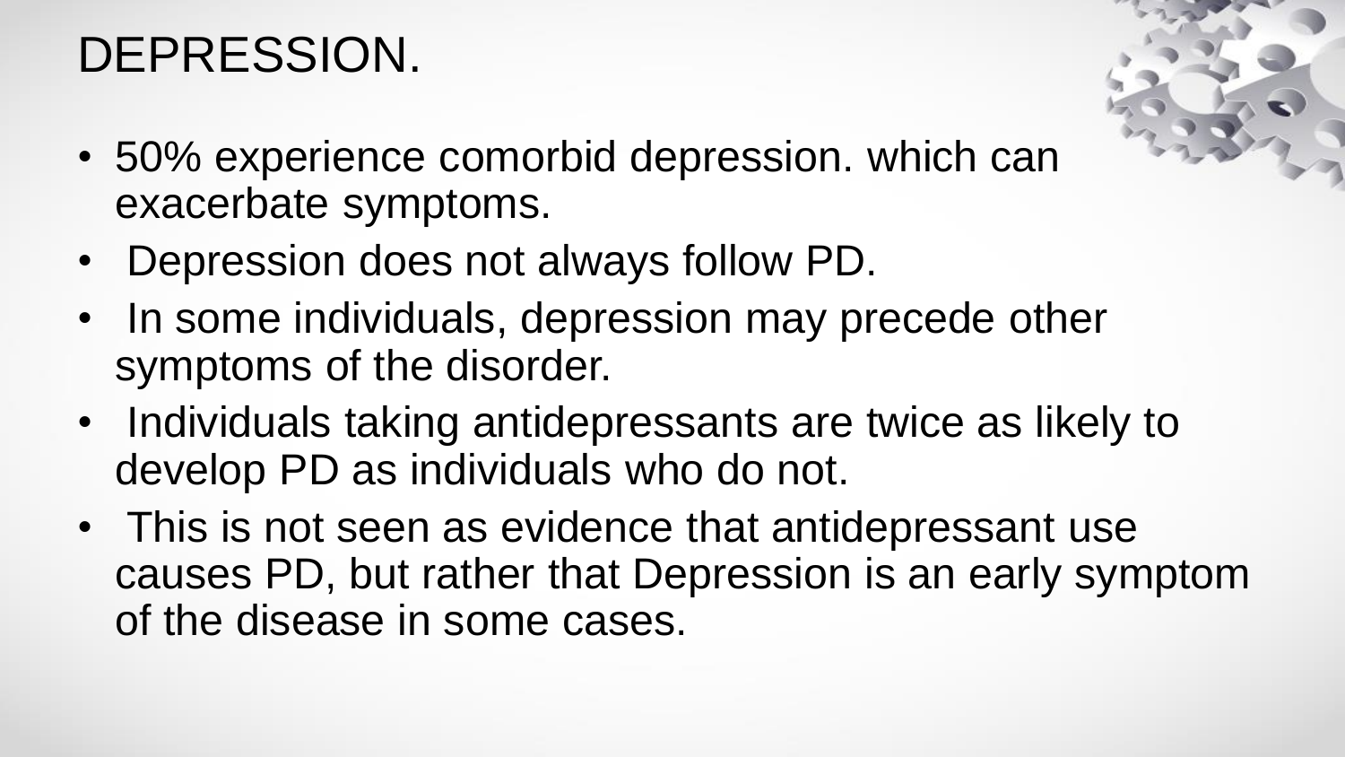# DEPRESSION.

- 50% experience comorbid depression. which can exacerbate symptoms.
- Depression does not always follow PD.
- In some individuals, depression may precede other symptoms of the disorder.
- Individuals taking antidepressants are twice as likely to develop PD as individuals who do not.
- This is not seen as evidence that antidepressant use causes PD, but rather that Depression is an early symptom of the disease in some cases.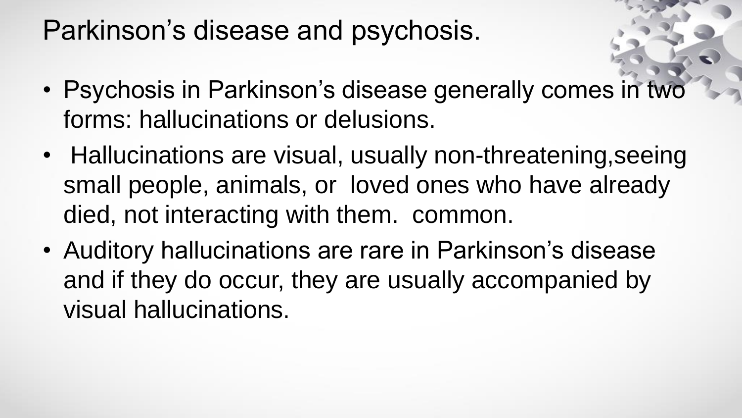# Parkinson's disease and psychosis.

- Psychosis in Parkinson's disease generally comes in two forms: hallucinations or delusions.
- Hallucinations are visual, usually non-threatening,seeing small people, animals, or loved ones who have already died, not interacting with them. common.
- Auditory hallucinations are rare in Parkinson's disease and if they do occur, they are usually accompanied by visual hallucinations.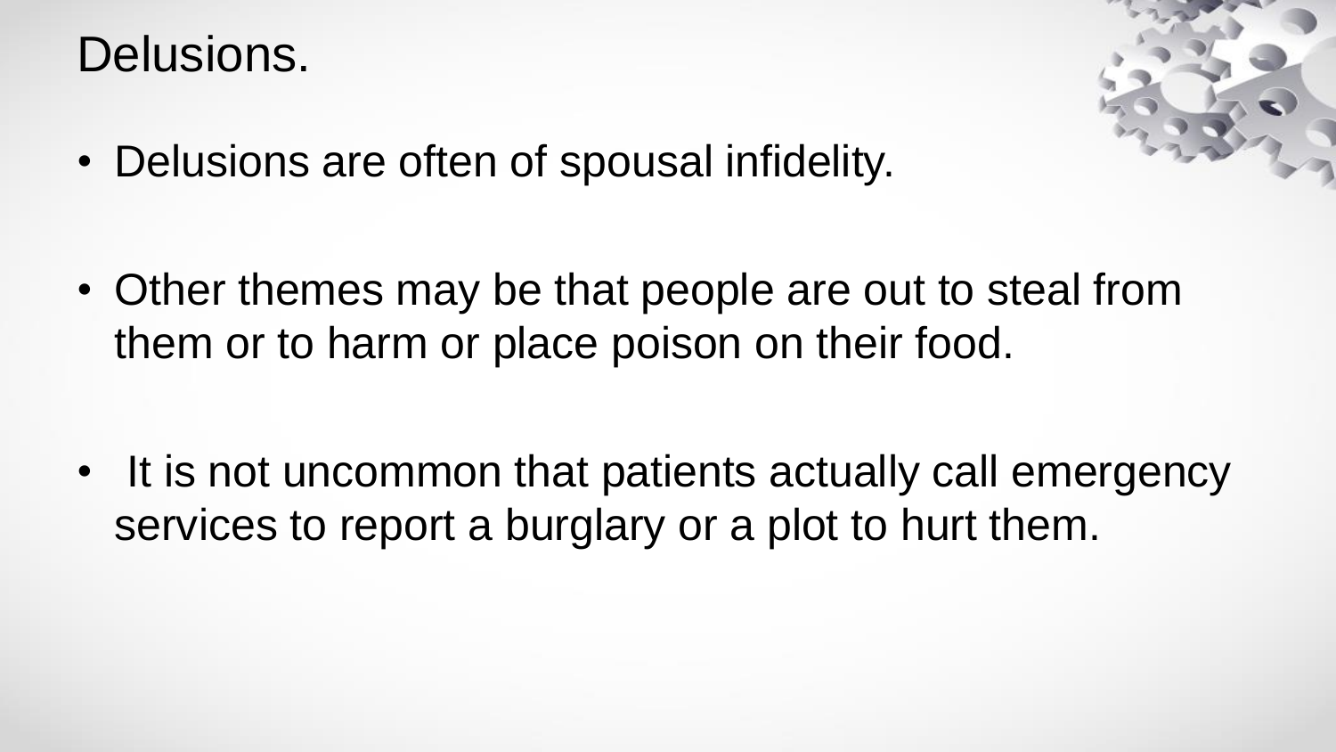# Delusions.

- Delusions are often of spousal infidelity.
- Other themes may be that people are out to steal from them or to harm or place poison on their food.
- It is not uncommon that patients actually call emergency services to report a burglary or a plot to hurt them.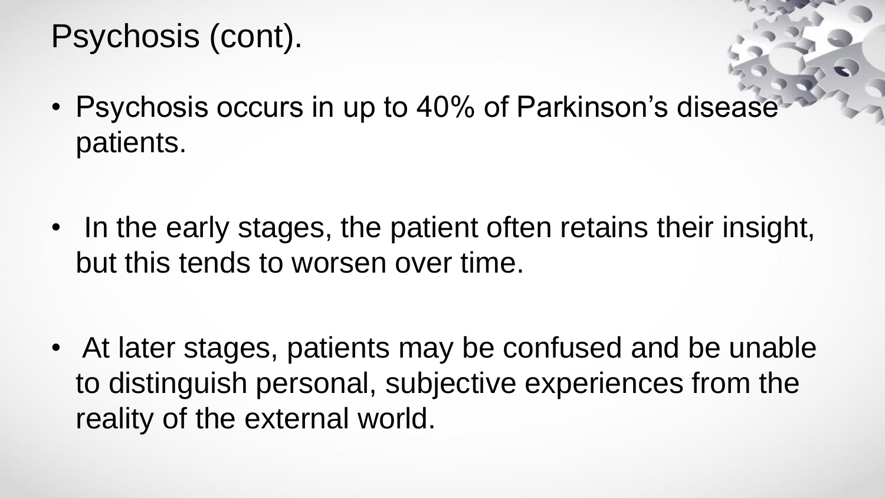# Psychosis (cont).

- Psychosis occurs in up to 40% of Parkinson's disease patients.
- In the early stages, the patient often retains their insight, but this tends to worsen over time.
- At later stages, patients may be confused and be unable to distinguish personal, subjective experiences from the reality of the external world.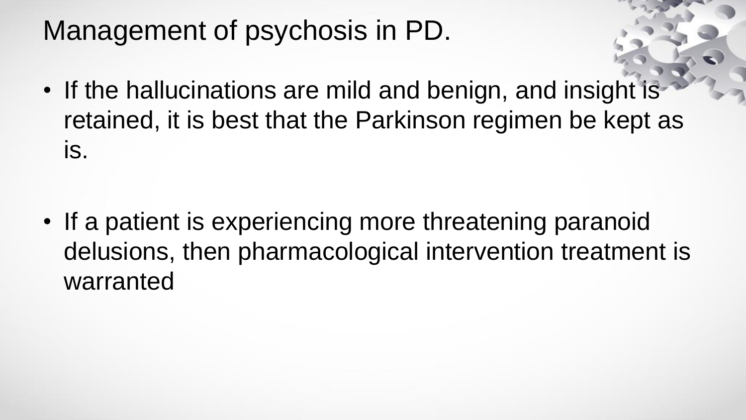# Management of psychosis in PD.

- If the hallucinations are mild and benign, and insight is retained, it is best that the Parkinson regimen be kept as is.

- If a patient is experiencing more threatening paranoid delusions, then pharmacological intervention treatment is warranted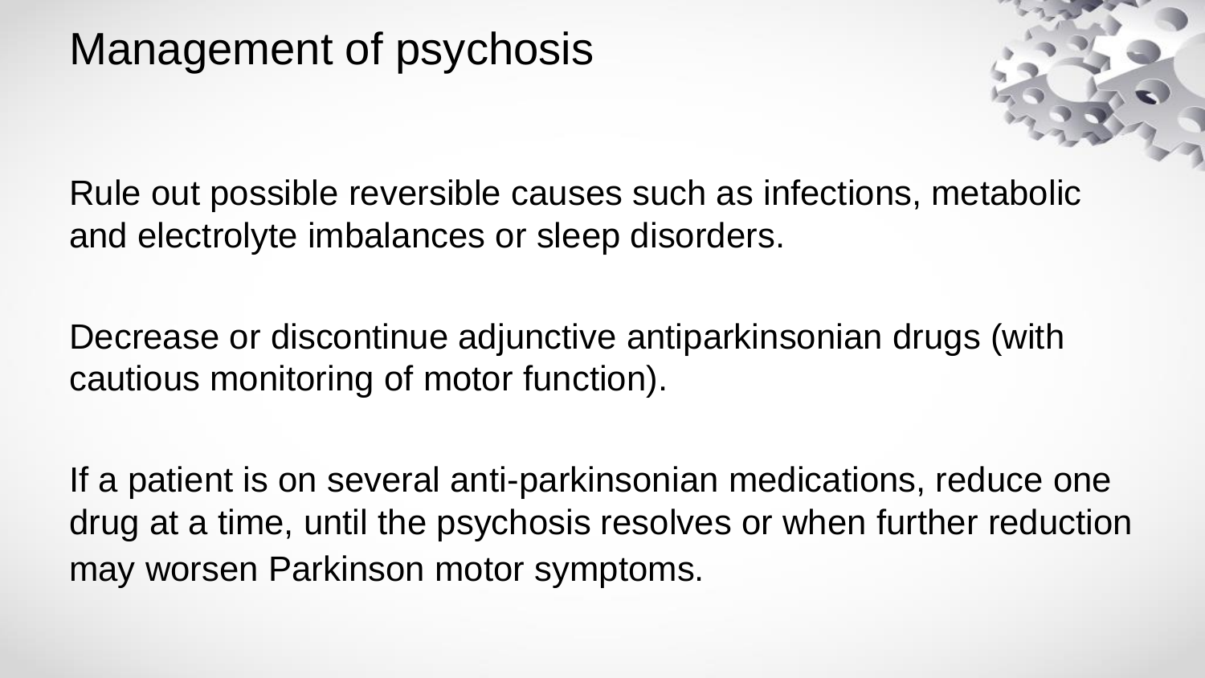# Management of psychosis

Rule out possible reversible causes such as infections, metabolic and electrolyte imbalances or sleep disorders.

Decrease or discontinue adjunctive antiparkinsonian drugs (with cautious monitoring of motor function).

If a patient is on several anti-parkinsonian medications, reduce one drug at a time, until the psychosis resolves or when further reduction may worsen Parkinson motor symptoms.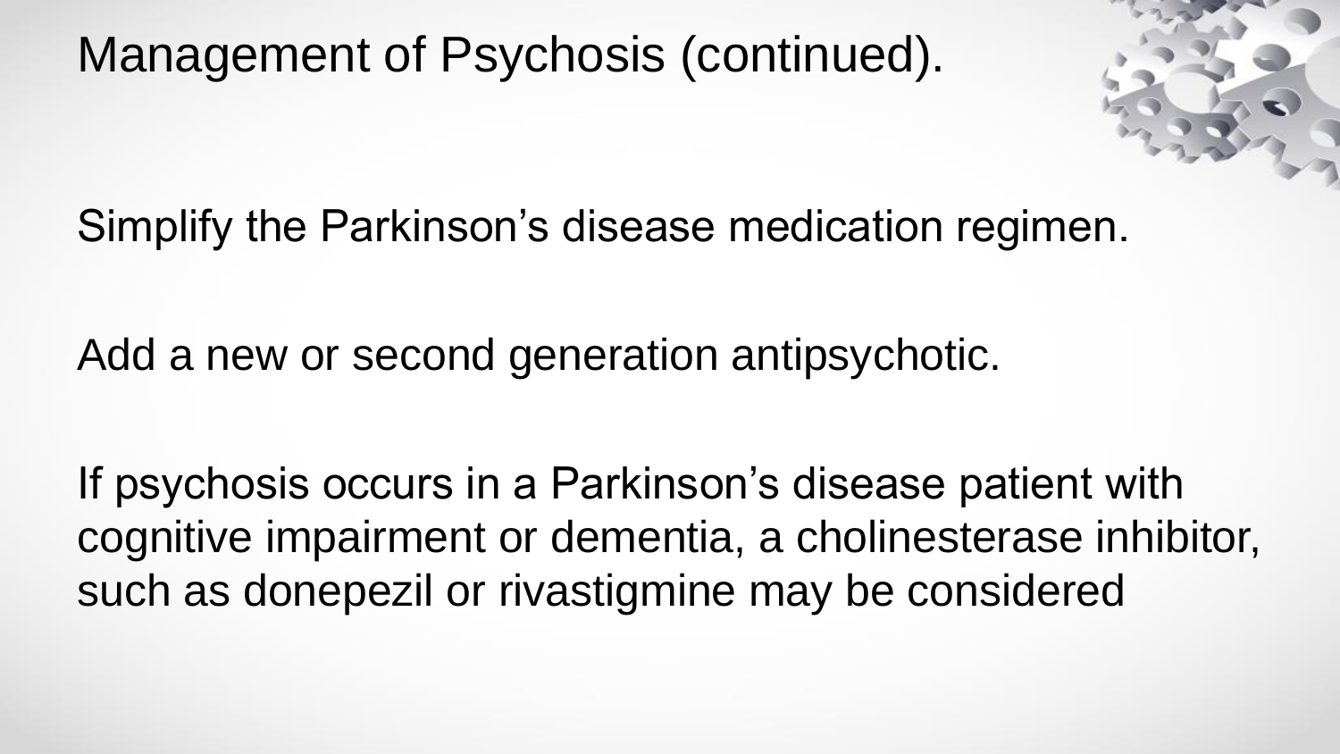# Management of Psychosis (continued).

Simplify the Parkinson's disease medication regimen.

Add a new or second generation antipsychotic.

If psychosis occurs in a Parkinson's disease patient with cognitive impairment or dementia, a cholinesterase inhibitor, such as donepezil or rivastigmine may be considered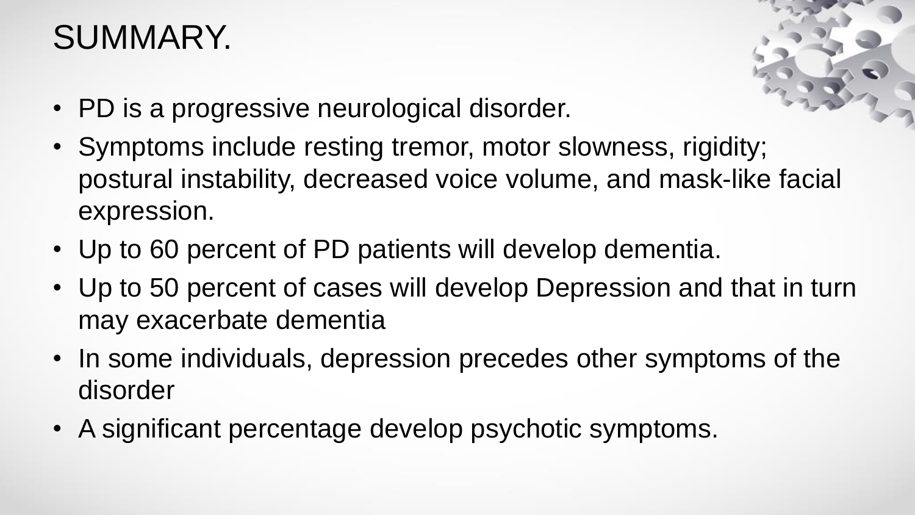# SUMMARY.

- PD is a progressive neurological disorder.
- Symptoms include resting tremor, motor slowness, rigidity; postural instability, decreased voice volume, and mask-like facial expression.
- Up to 60 percent of PD patients will develop dementia.
- Up to 50 percent of cases will develop Depression and that in turn may exacerbate dementia
- In some individuals, depression precedes other symptoms of the disorder
- A significant percentage develop psychotic symptoms.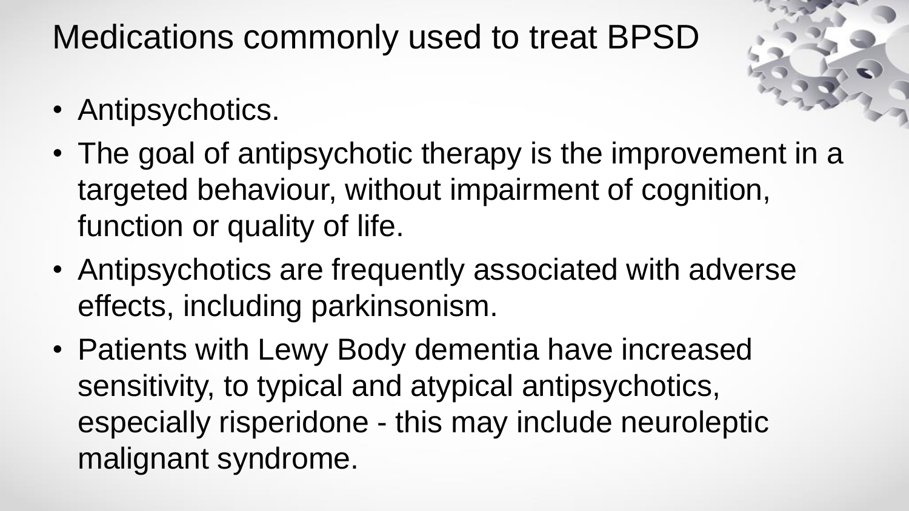# Medications commonly used to treat BPSD

- Antipsychotics.
- The goal of antipsychotic therapy is the improvement in a targeted behaviour, without impairment of cognition, function or quality of life.
- Antipsychotics are frequently associated with adverse effects, including parkinsonism.
- Patients with Lewy Body dementia have increased sensitivity, to typical and atypical antipsychotics, especially risperidone - this may include neuroleptic malignant syndrome.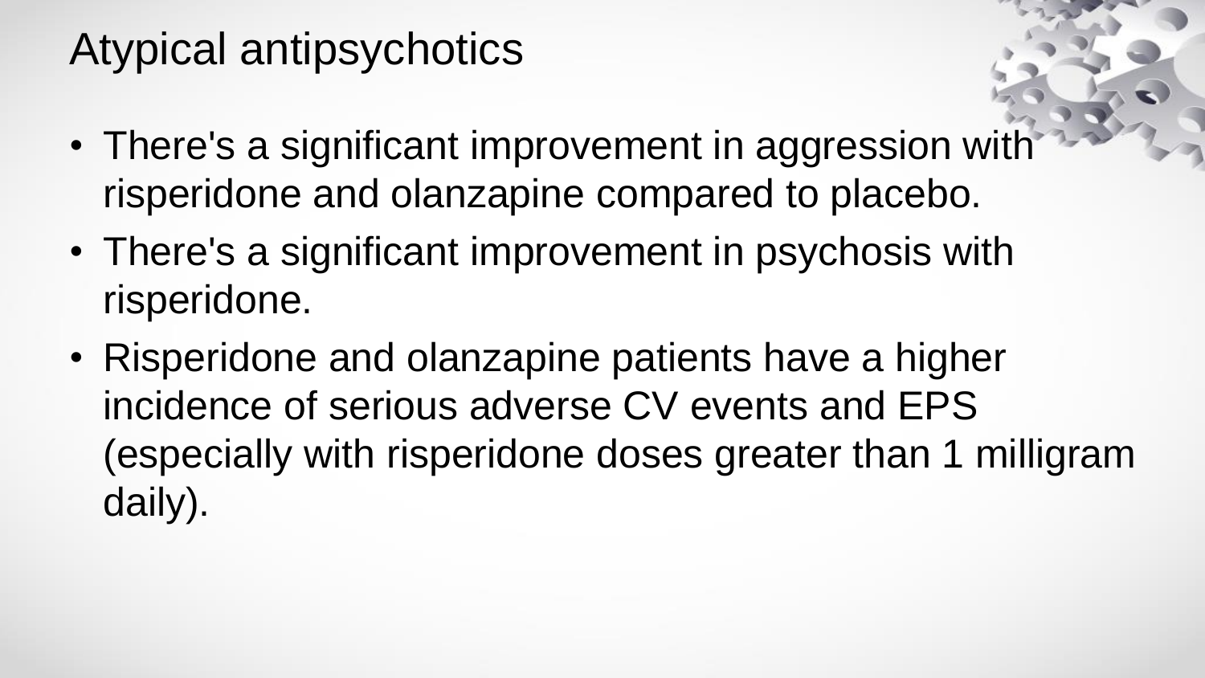# Atypical antipsychotics

- There's a significant improvement in aggression with risperidone and olanzapine compared to placebo.
- There's a significant improvement in psychosis with risperidone.
- Risperidone and olanzapine patients have a higher incidence of serious adverse CV events and EPS (especially with risperidone doses greater than 1 milligram daily).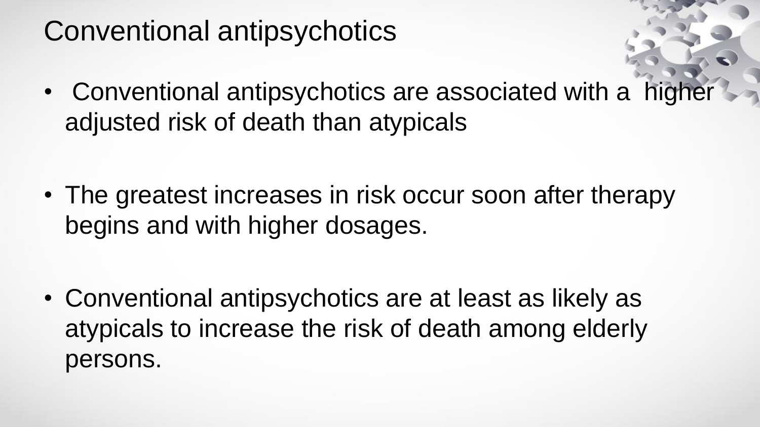# Conventional antipsychotics

- Conventional antipsychotics are associated with a higher adjusted risk of death than atypicals
- The greatest increases in risk occur soon after therapy begins and with higher dosages.
- Conventional antipsychotics are at least as likely as atypicals to increase the risk of death among elderly persons.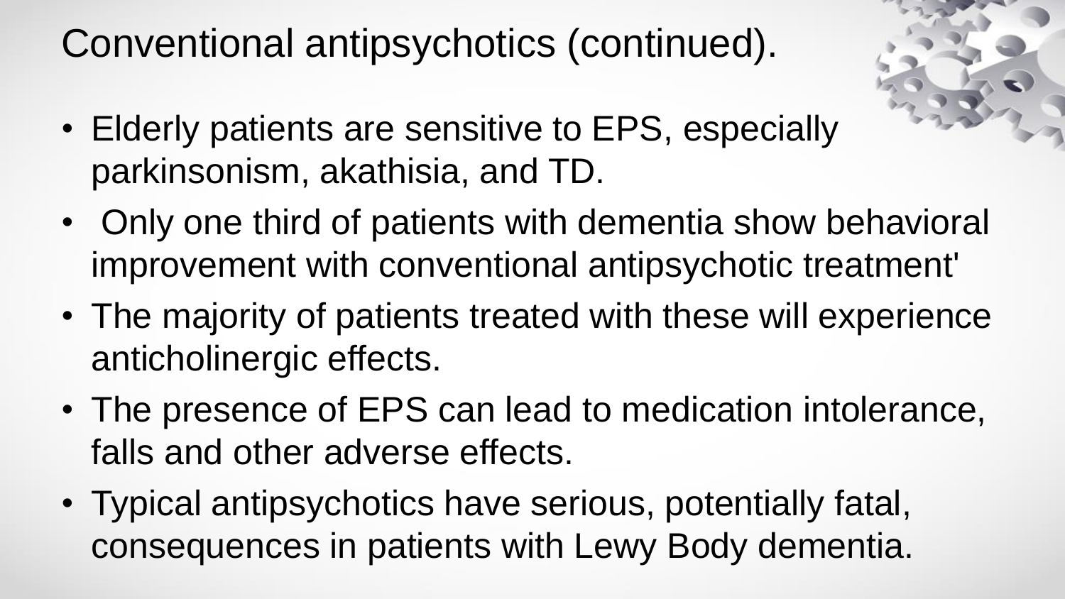# Conventional antipsychotics (continued).

- Elderly patients are sensitive to EPS, especially parkinsonism, akathisia, and TD.
- Only one third of patients with dementia show behavioral improvement with conventional antipsychotic treatment'
- The majority of patients treated with these will experience anticholinergic effects.
- The presence of EPS can lead to medication intolerance, falls and other adverse effects.
- Typical antipsychotics have serious, potentially fatal, consequences in patients with Lewy Body dementia.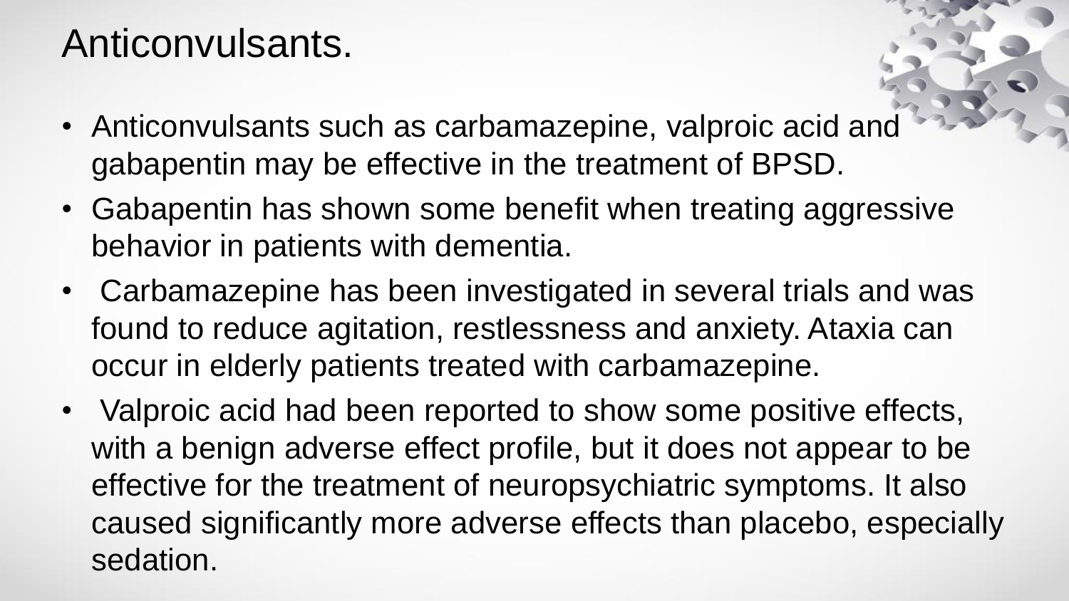# Anticonvulsants.

- Anticonvulsants such as carbamazepine, valproic acid and gabapentin may be effective in the treatment of BPSD.
- Gabapentin has shown some benefit when treating aggressive behavior in patients with dementia.
- Carbamazepine has been investigated in several trials and was found to reduce agitation, restlessness and anxiety. Ataxia can occur in elderly patients treated with carbamazepine.
- Valproic acid had been reported to show some positive effects, with a benign adverse effect profile, but it does not appear to be effective for the treatment of neuropsychiatric symptoms. It also caused significantly more adverse effects than placebo, especially sedation.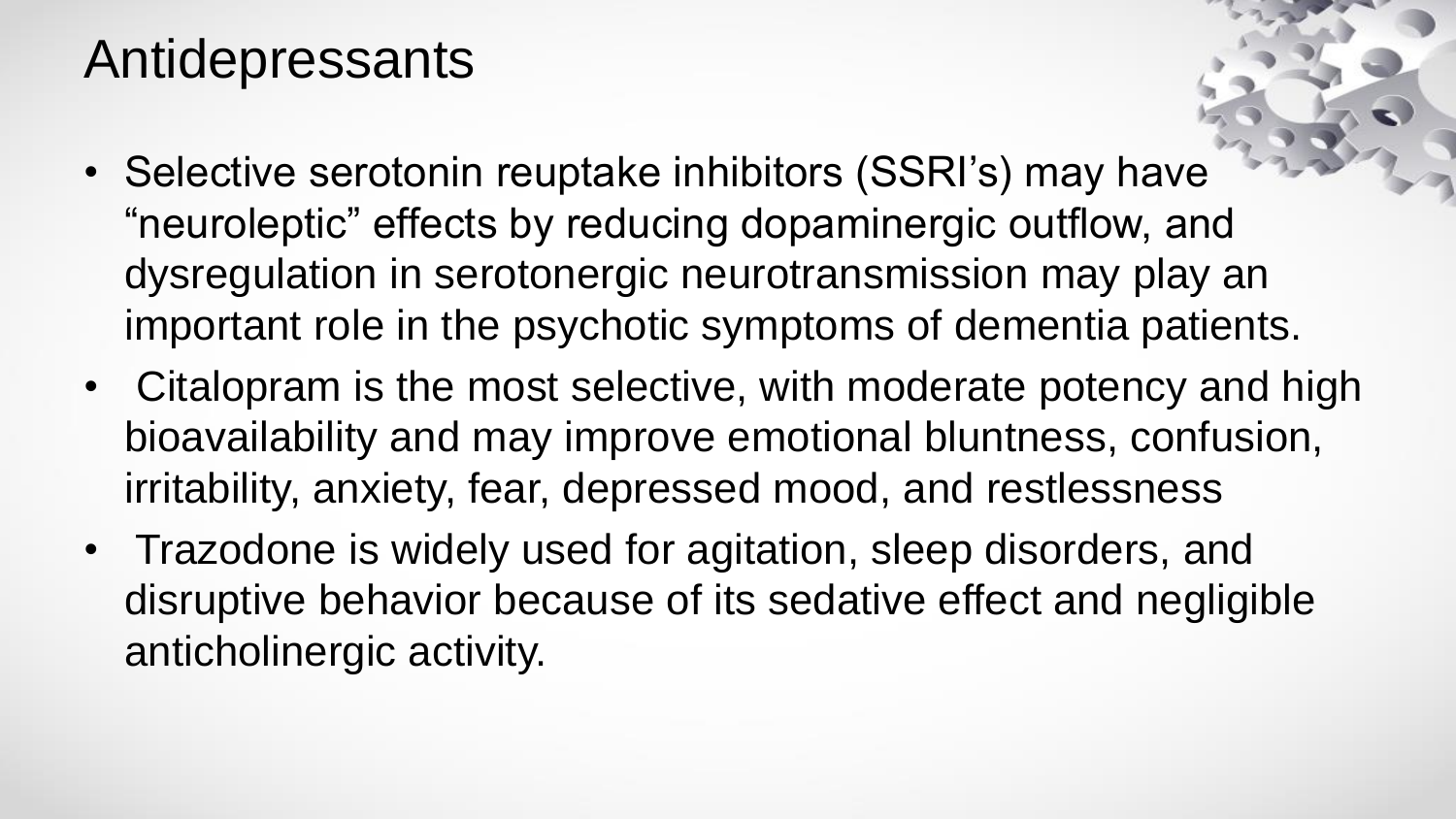# Antidepressants

- Selective serotonin reuptake inhibitors (SSRI's) may have "neuroleptic" effects by reducing dopaminergic outflow, and dysregulation in serotonergic neurotransmission may play an important role in the psychotic symptoms of dementia patients.
- Citalopram is the most selective, with moderate potency and high bioavailability and may improve emotional bluntness, confusion, irritability, anxiety, fear, depressed mood, and restlessness
- Trazodone is widely used for agitation, sleep disorders, and disruptive behavior because of its sedative effect and negligible anticholinergic activity.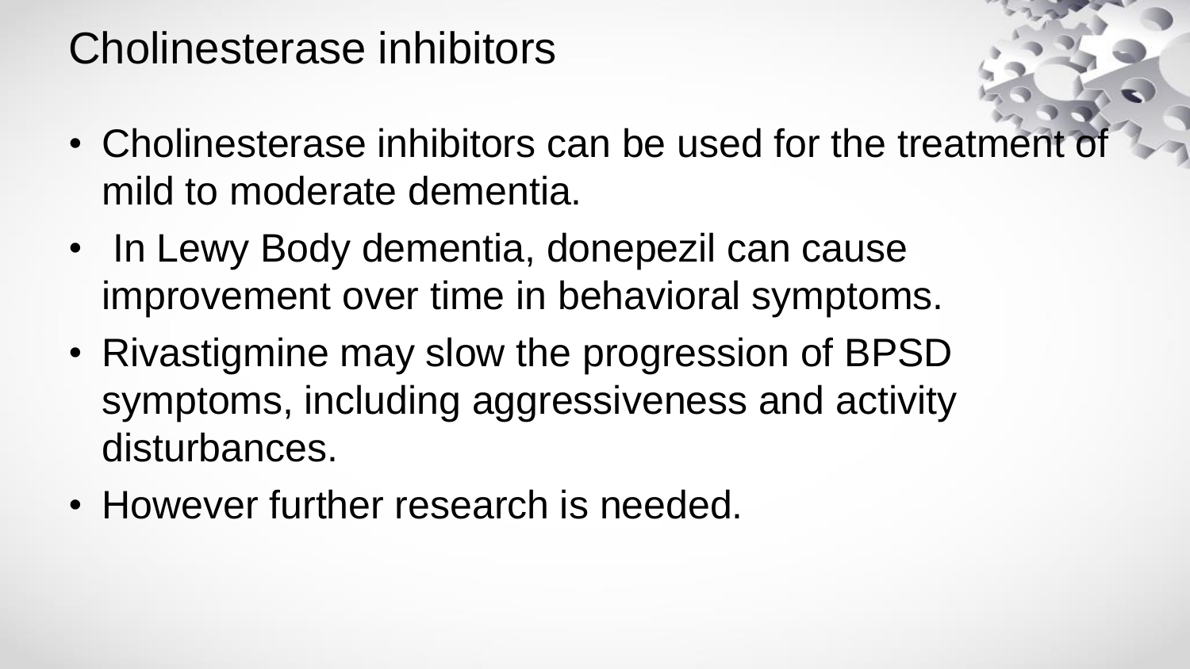# Cholinesterase inhibitors

- Cholinesterase inhibitors can be used for the treatment of mild to moderate dementia.
- In Lewy Body dementia, donepezil can cause improvement over time in behavioral symptoms.
- Rivastigmine may slow the progression of BPSD symptoms, including aggressiveness and activity disturbances.
- However further research is needed.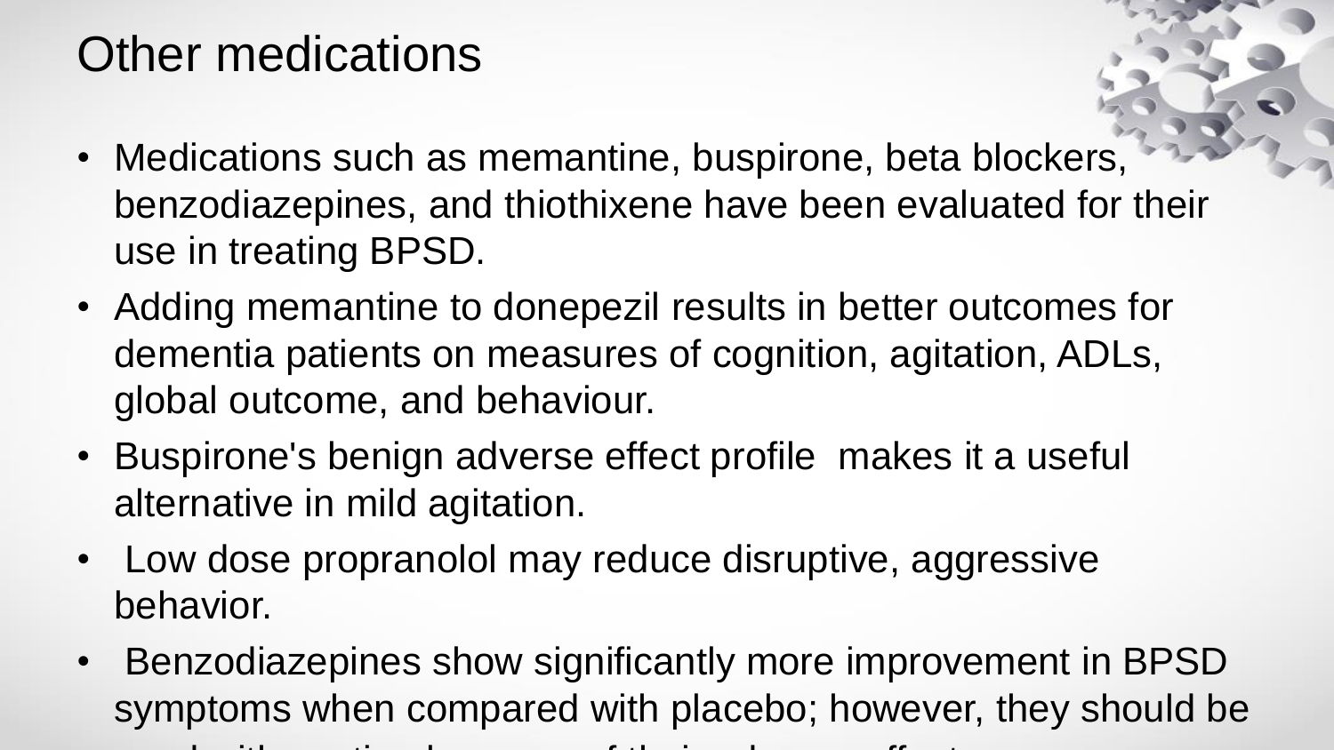# Other medications

- Medications such as memantine, buspirone, beta blockers, benzodiazepines, and thiothixene have been evaluated for their use in treating BPSD.
- Adding memantine to donepezil results in better outcomes for dementia patients on measures of cognition, agitation, ADLs, global outcome, and behaviour.
- Buspirone's benign adverse effect profile makes it a useful alternative in mild agitation.
- Low dose propranolol may reduce disruptive, aggressive behavior.
- Benzodiazepines show significantly more improvement in BPSD symptoms when compared with placebo; however, they should be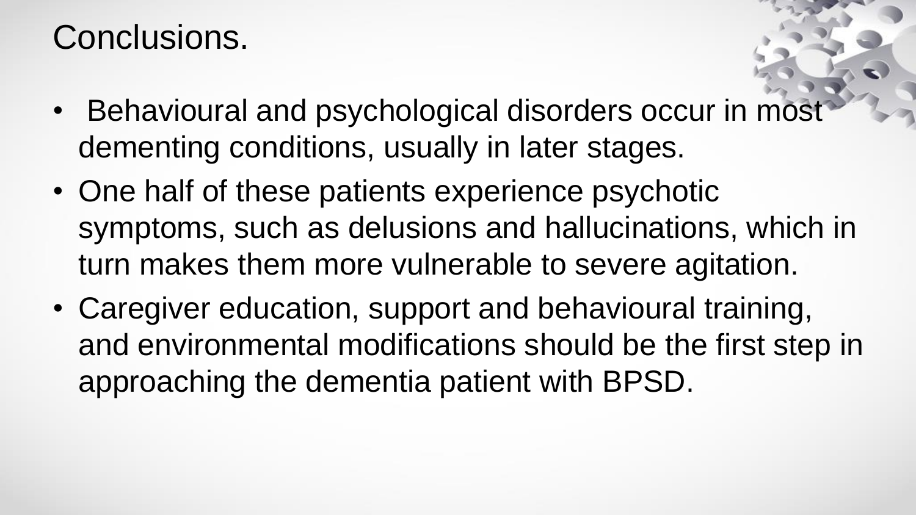# Conclusions.

- Behavioural and psychological disorders occur in most dementing conditions, usually in later stages.
- One half of these patients experience psychotic symptoms, such as delusions and hallucinations, which in turn makes them more vulnerable to severe agitation.
- Caregiver education, support and behavioural training, and environmental modifications should be the first step in approaching the dementia patient with BPSD.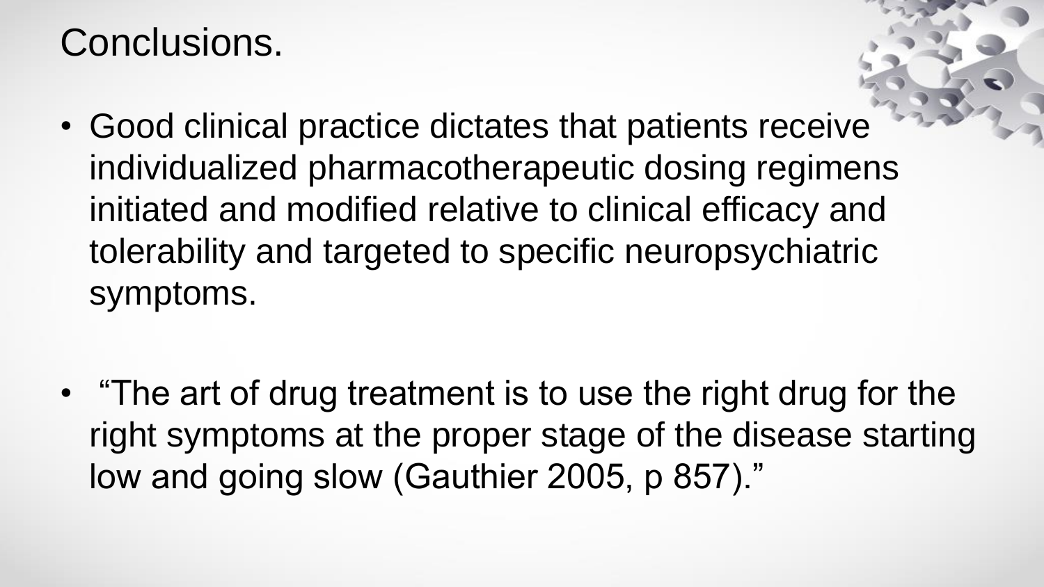# Conclusions.

- Good clinical practice dictates that patients receive individualized pharmacotherapeutic dosing regimens initiated and modified relative to clinical efficacy and tolerability and targeted to specific neuropsychiatric symptoms.

- "The art of drug treatment is to use the right drug for the right symptoms at the proper stage of the disease starting low and going slow (Gauthier 2005, p 857)."